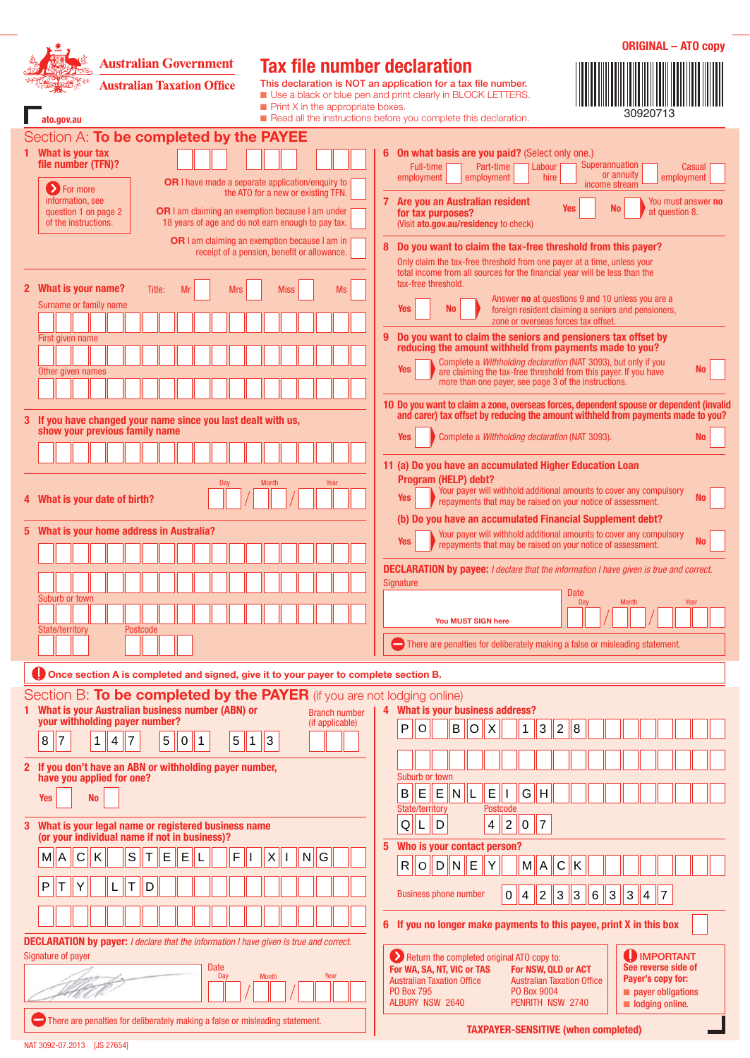**ORIGINAL – ATO copy**

Australian Government
Australian Taxation Office

ato.gov.au

# Tax file number declaration

This declaration is NOT an application for a tax file number.

- Use a black or blue pen and print clearly in BLOCK LETTERS.
- Print X in the appropriate boxes.
- Read all the instructions before you complete this declaration.

30920713

## Section A: To be completed by the PAYEE

**1 What is your tax file number (TFN)?**

For more information, see question 1 on page 2 of the instructions.

**OR** I have made a separate application/enquiry to the ATO for a new or existing TFN.

**OR** I am claiming an exemption because I am under 18 years of age and do not earn enough to pay tax.

**OR** I am claiming an exemption because I am in receipt of a pension, benefit or allowance.

**2 What is your name?** Title: Mr Mrs Miss Ms

Surname or family name

First given name

Other given names

**3 If you have changed your name since you last dealt with us, show your previous family name**

**4 What is your date of birth?** Day / Month / Year

**5 What is your home address in Australia?**

Suburb or town

State/territory Postcode

**6 On what basis are you paid?** (Select only one.)

Full-time employment | Part-time employment | Labour hire | Superannuation or annuity income stream | Casual employment

**7 Are you an Australian resident for tax purposes?** (Visit **ato.gov.au/residency** to check)

Yes No — You must answer **no** at question 8.

**8 Do you want to claim the tax-free threshold from this payer?**

Only claim the tax-free threshold from one payer at a time, unless your total income from all sources for the financial year will be less than the tax-free threshold.

Yes No — Answer **no** at questions 9 and 10 unless you are a foreign resident claiming a seniors and pensioners, zone or overseas forces tax offset.

**9 Do you want to claim the seniors and pensioners tax offset by reducing the amount withheld from payments made to you?**

Yes — Complete a *Withholding declaration* (NAT 3093), but only if you are claiming the tax-free threshold from this payer. If you have more than one payer, see page 3 of the instructions. No

**10 Do you want to claim a zone, overseas forces, dependent spouse or dependent (invalid and carer) tax offset by reducing the amount withheld from payments made to you?**

Yes — Complete a *Withholding declaration* (NAT 3093). No

**11 (a) Do you have an accumulated Higher Education Loan Program (HELP) debt?**

Yes — Your payer will withhold additional amounts to cover any compulsory repayments that may be raised on your notice of assessment. No

**(b) Do you have an accumulated Financial Supplement debt?**

Yes — Your payer will withhold additional amounts to cover any compulsory repayments that may be raised on your notice of assessment. No

**DECLARATION by payee:** *I declare that the information I have given is true and correct.*

Signature — You MUST SIGN here

Date Day / Month / Year

There are penalties for deliberately making a false or misleading statement.

**Once section A is completed and signed, give it to your payer to complete section B.**

## Section B: To be completed by the PAYER (if you are not lodging online)

**1 What is your Australian business number (ABN) or your withholding payer number?**

87 147 501 513

Branch number (if applicable)

**2 If you don't have an ABN or withholding payer number, have you applied for one?**

Yes No

**3 What is your legal name or registered business name (or your individual name if not in business)?**

MACK STEEL FIXING
PTY LTD

**4 What is your business address?**

PO BOX 1328

Suburb or town: BEENLEIGH

State/territory: QLD Postcode: 4207

**5 Who is your contact person?**

RODNEY MACK

Business phone number: 0423363347

**6 If you no longer make payments to this payee, print X in this box**

**DECLARATION by payer:** *I declare that the information I have given is true and correct.*

Signature of payer

Date Day / Month / Year

There are penalties for deliberately making a false or misleading statement.

Return the completed original ATO copy to:

**For WA, SA, NT, VIC or TAS**
Australian Taxation Office
PO Box 795
ALBURY NSW 2640

**For NSW, QLD or ACT**
Australian Taxation Office
PO Box 9004
PENRITH NSW 2740

**IMPORTANT**
See reverse side of Payer's copy for:
- payer obligations
- lodging online.

**TAXPAYER-SENSITIVE (when completed)**

NAT 3092-07.2013 [JS 27654]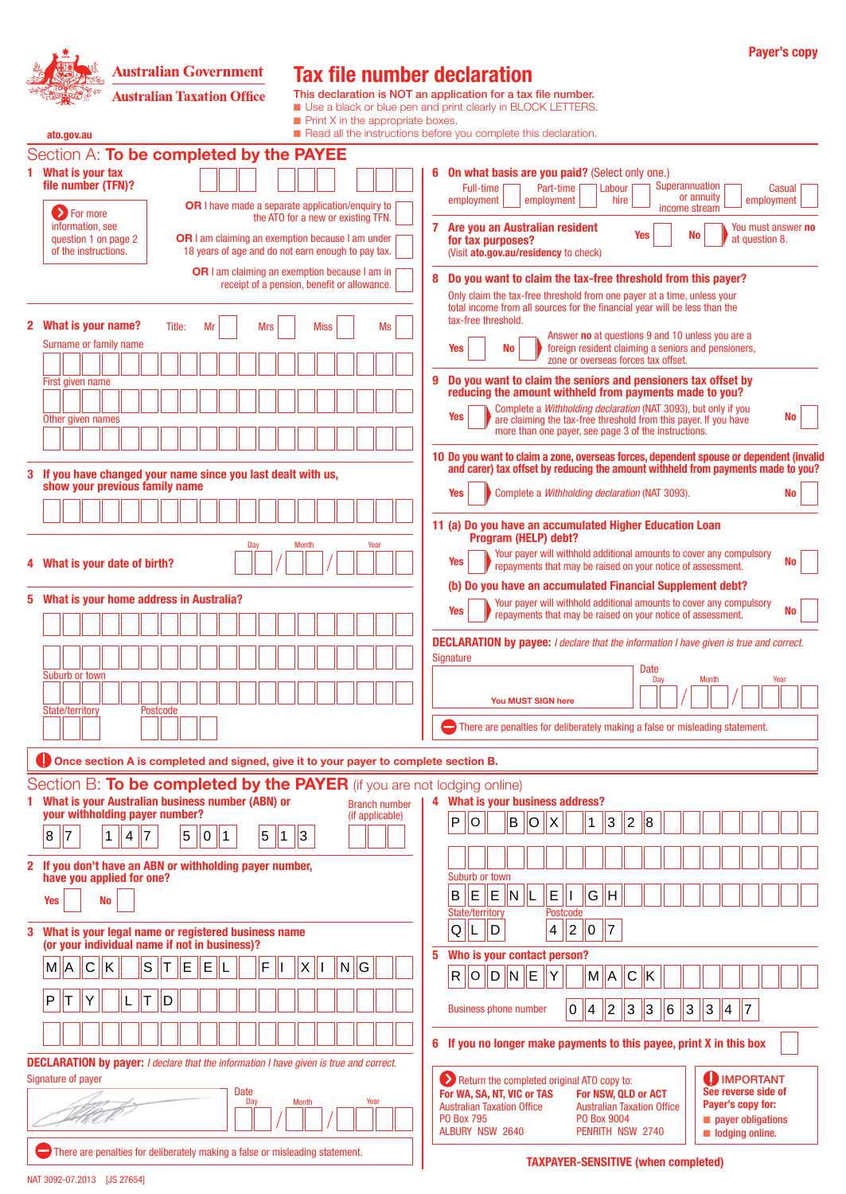Payer's copy

Australian Government
Australian Taxation Office

ato.gov.au

# Tax file number declaration

This declaration is NOT an application for a tax file number.

- Use a black or blue pen and print clearly in BLOCK LETTERS.
- Print X in the appropriate boxes.
- Read all the instructions before you complete this declaration.

## Section A: To be completed by the PAYEE

**1 What is your tax file number (TFN)?**

For more information, see question 1 on page 2 of the instructions.

OR I have made a separate application/enquiry to the ATO for a new or existing TFN.

OR I am claiming an exemption because I am under 18 years of age and do not earn enough to pay tax.

OR I am claiming an exemption because I am in receipt of a pension, benefit or allowance.

**2 What is your name?** Title: Mr Mrs Miss Ms

Surname or family name

First given name

Other given names

**3 If you have changed your name since you last dealt with us, show your previous family name**

**4 What is your date of birth?** Day / Month / Year

**5 What is your home address in Australia?**

Suburb or town

State/territory Postcode

**6 On what basis are you paid?** (Select only one.)

Full-time employment | Part-time employment | Labour hire | Superannuation or annuity income stream | Casual employment

**7 Are you an Australian resident for tax purposes?** (Visit ato.gov.au/residency to check)

Yes No — You must answer **no** at question 8.

**8 Do you want to claim the tax-free threshold from this payer?**

Only claim the tax-free threshold from one payer at a time, unless your total income from all sources for the financial year will be less than the tax-free threshold.

Yes No — Answer **no** at questions 9 and 10 unless you are a foreign resident claiming a seniors and pensioners, zone or overseas forces tax offset.

**9 Do you want to claim the seniors and pensioners tax offset by reducing the amount withheld from payments made to you?**

Yes — Complete a *Withholding declaration* (NAT 3093), but only if you are claiming the tax-free threshold from this payer. If you have more than one payer, see page 3 of the instructions. No

**10 Do you want to claim a zone, overseas forces, dependent spouse or dependent (invalid and carer) tax offset by reducing the amount withheld from payments made to you?**

Yes — Complete a *Withholding declaration* (NAT 3093). No

**11 (a) Do you have an accumulated Higher Education Loan Program (HELP) debt?**

Yes — Your payer will withhold additional amounts to cover any compulsory repayments that may be raised on your notice of assessment. No

**(b) Do you have an accumulated Financial Supplement debt?**

Yes — Your payer will withhold additional amounts to cover any compulsory repayments that may be raised on your notice of assessment. No

**DECLARATION by payee:** *I declare that the information I have given is true and correct.*

Signature — You MUST SIGN here

Date: Day / Month / Year

There are penalties for deliberately making a false or misleading statement.

**Once section A is completed and signed, give it to your payer to complete section B.**

## Section B: To be completed by the PAYER (if you are not lodging online)

**1 What is your Australian business number (ABN) or your withholding payer number?**

87 147 501 513

Branch number (if applicable)

**2 If you don't have an ABN or withholding payer number, have you applied for one?**

Yes No

**3 What is your legal name or registered business name (or your individual name if not in business)?**

MACK STEEL FIXING

PTY LTD

**4 What is your business address?**

PO BOX 1328

Suburb or town: BEENLEIGH

State/territory: QLD Postcode: 4207

**5 Who is your contact person?**

RODNEY MACK

Business phone number: 0423363347

**6 If you no longer make payments to this payee, print X in this box**

**DECLARATION by payer:** *I declare that the information I have given is true and correct.*

Signature of payer

Date: Day / Month / Year

There are penalties for deliberately making a false or misleading statement.

Return the completed original ATO copy to:

**For WA, SA, NT, VIC or TAS**
Australian Taxation Office
PO Box 795
ALBURY NSW 2640

**For NSW, QLD or ACT**
Australian Taxation Office
PO Box 9004
PENRITH NSW 2740

**IMPORTANT**
See reverse side of Payer's copy for:
- payer obligations
- lodging online.

**TAXPAYER-SENSITIVE (when completed)**

NAT 3092-07.2013 [JS 27654]